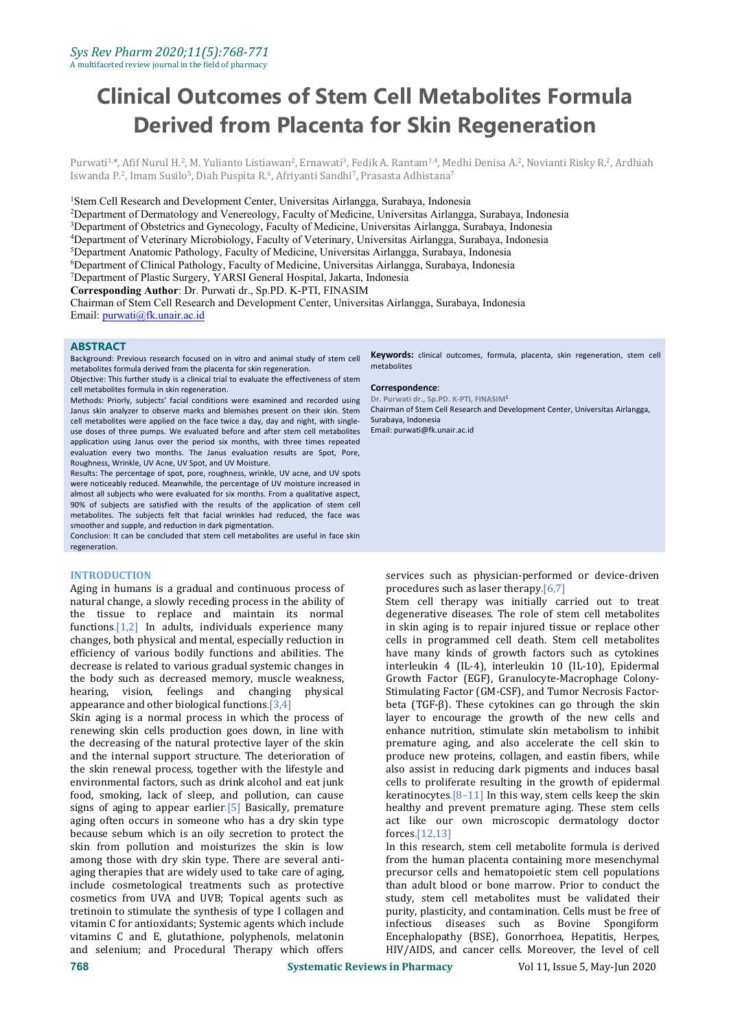# Clinical Outcomes of Stem Cell Metabolites Formula Derived from Placenta for Skin Regeneration

Purwati[1,*], Afif Nurul H.[2], M. Yulianto Listiawan[2], Ernawati[3], Fedik A. Rantam[1,4], Medhi Denisa A.[2], Novianti Risky R.[2], Ardhiah Iswanda P.[2], Imam Susilo[5], Diah Puspita R.[6], Afriyanti Sandhi[7], Prasasta Adhistana[7]

[1]Stem Cell Research and Development Center, Universitas Airlangga, Surabaya, Indonesia
[2]Department of Dermatology and Venereology, Faculty of Medicine, Universitas Airlangga, Surabaya, Indonesia
[3]Department of Obstetrics and Gynecology, Faculty of Medicine, Universitas Airlangga, Surabaya, Indonesia
[4]Department of Veterinary Microbiology, Faculty of Veterinary, Universitas Airlangga, Surabaya, Indonesia
[5]Department Anatomic Pathology, Faculty of Medicine, Universitas Airlangga, Surabaya, Indonesia
[6]Department of Clinical Pathology, Faculty of Medicine, Universitas Airlangga, Surabaya, Indonesia
[7]Department of Plastic Surgery, YARSI General Hospital, Jakarta, Indonesia

**Corresponding Author**: Dr. Purwati dr., Sp.PD. K-PTI, FINASIM
Chairman of Stem Cell Research and Development Center, Universitas Airlangga, Surabaya, Indonesia
Email: purwati@fk.unair.ac.id

## ABSTRACT

Background: Previous research focused on in vitro and animal study of stem cell metabolites formula derived from the placenta for skin regeneration.

Objective: This further study is a clinical trial to evaluate the effectiveness of stem cell metabolites formula in skin regeneration.

Methods: Priorly, subjects' facial conditions were examined and recorded using Janus skin analyzer to observe marks and blemishes present on their skin. Stem cell metabolites were applied on the face twice a day, day and night, with single-use doses of three pumps. We evaluated before and after stem cell metabolites application using Janus over the period six months, with three times repeated evaluation every two months. The Janus evaluation results are Spot, Pore, Roughness, Wrinkle, UV Acne, UV Spot, and UV Moisture.

Results: The percentage of spot, pore, roughness, wrinkle, UV acne, and UV spots were noticeably reduced. Meanwhile, the percentage of UV moisture increased in almost all subjects who were evaluated for six months. From a qualitative aspect, 90% of subjects are satisfied with the results of the application of stem cell metabolites. The subjects felt that facial wrinkles had reduced, the face was smoother and supple, and reduction in dark pigmentation.

Conclusion: It can be concluded that stem cell metabolites are useful in face skin regeneration.

**Keywords:** clinical outcomes, formula, placenta, skin regeneration, stem cell metabolites

**Correspondence**:
Dr. Purwati dr., Sp.PD. K-PTI, FINASIM[1]
Chairman of Stem Cell Research and Development Center, Universitas Airlangga, Surabaya, Indonesia
Email: purwati@fk.unair.ac.id

## INTRODUCTION

Aging in humans is a gradual and continuous process of natural change, a slowly receding process in the ability of the tissue to replace and maintain its normal functions.[1,2] In adults, individuals experience many changes, both physical and mental, especially reduction in efficiency of various bodily functions and abilities. The decrease is related to various gradual systemic changes in the body such as decreased memory, muscle weakness, hearing, vision, feelings and changing physical appearance and other biological functions.[3,4]

Skin aging is a normal process in which the process of renewing skin cells production goes down, in line with the decreasing of the natural protective layer of the skin and the internal support structure. The deterioration of the skin renewal process, together with the lifestyle and environmental factors, such as drink alcohol and eat junk food, smoking, lack of sleep, and pollution, can cause signs of aging to appear earlier.[5] Basically, premature aging often occurs in someone who has a dry skin type because sebum which is an oily secretion to protect the skin from pollution and moisturizes the skin is low among those with dry skin type. There are several anti-aging therapies that are widely used to take care of aging, include cosmetological treatments such as protective cosmetics from UVA and UVB; Topical agents such as tretinoin to stimulate the synthesis of type I collagen and vitamin C for antioxidants; Systemic agents which include vitamins C and E, glutathione, polyphenols, melatonin and selenium; and Procedural Therapy which offers services such as physician-performed or device-driven procedures such as laser therapy.[6,7]

Stem cell therapy was initially carried out to treat degenerative diseases. The role of stem cell metabolites in skin aging is to repair injured tissue or replace other cells in programmed cell death. Stem cell metabolites have many kinds of growth factors such as cytokines interleukin 4 (IL-4), interleukin 10 (IL-10), Epidermal Growth Factor (EGF), Granulocyte-Macrophage Colony-Stimulating Factor (GM-CSF), and Tumor Necrosis Factor-beta (TGF-β). These cytokines can go through the skin layer to encourage the growth of the new cells and enhance nutrition, stimulate skin metabolism to inhibit premature aging, and also accelerate the cell skin to produce new proteins, collagen, and eastin fibers, while also assist in reducing dark pigments and induces basal cells to proliferate resulting in the growth of epidermal keratinocytes.[8–11] In this way, stem cells keep the skin healthy and prevent premature aging. These stem cells act like our own microscopic dermatology doctor forces.[12,13]

In this research, stem cell metabolite formula is derived from the human placenta containing more mesenchymal precursor cells and hematopoietic stem cell populations than adult blood or bone marrow. Prior to conduct the study, stem cell metabolites must be validated their purity, plasticity, and contamination. Cells must be free of infectious diseases such as Bovine Spongiform Encephalopathy (BSE), Gonorrhoea, Hepatitis, Herpes, HIV/AIDS, and cancer cells. Moreover, the level of cell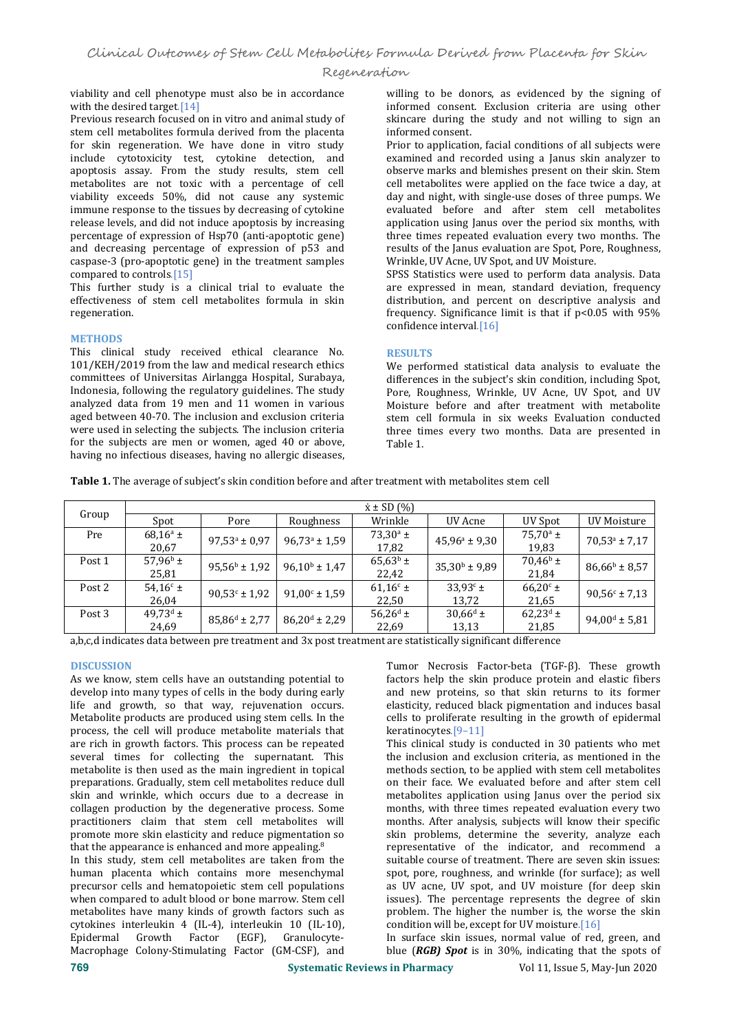viability and cell phenotype must also be in accordance with the desired target.[14]

Previous research focused on in vitro and animal study of stem cell metabolites formula derived from the placenta for skin regeneration. We have done in vitro study include cytotoxicity test, cytokine detection, and apoptosis assay. From the study results, stem cell metabolites are not toxic with a percentage of cell viability exceeds 50%, did not cause any systemic immune response to the tissues by decreasing of cytokine release levels, and did not induce apoptosis by increasing percentage of expression of Hsp70 (anti-apoptotic gene) and decreasing percentage of expression of p53 and caspase-3 (pro-apoptotic gene) in the treatment samples compared to controls.[15]

This further study is a clinical trial to evaluate the effectiveness of stem cell metabolites formula in skin regeneration.

## METHODS

This clinical study received ethical clearance No. 101/KEH/2019 from the law and medical research ethics committees of Universitas Airlangga Hospital, Surabaya, Indonesia, following the regulatory guidelines. The study analyzed data from 19 men and 11 women in various aged between 40-70. The inclusion and exclusion criteria were used in selecting the subjects. The inclusion criteria for the subjects are men or women, aged 40 or above, having no infectious diseases, having no allergic diseases, willing to be donors, as evidenced by the signing of informed consent. Exclusion criteria are using other skincare during the study and not willing to sign an informed consent.

Prior to application, facial conditions of all subjects were examined and recorded using a Janus skin analyzer to observe marks and blemishes present on their skin. Stem cell metabolites were applied on the face twice a day, at day and night, with single-use doses of three pumps. We evaluated before and after stem cell metabolites application using Janus over the period six months, with three times repeated evaluation every two months. The results of the Janus evaluation are Spot, Pore, Roughness, Wrinkle, UV Acne, UV Spot, and UV Moisture.

SPSS Statistics were used to perform data analysis. Data are expressed in mean, standard deviation, frequency distribution, and percent on descriptive analysis and frequency. Significance limit is that if $p<0.05$ with 95% confidence interval.[16]

## RESULTS

We performed statistical data analysis to evaluate the differences in the subject's skin condition, including Spot, Pore, Roughness, Wrinkle, UV Acne, UV Spot, and UV Moisture before and after treatment with metabolite stem cell formula in six weeks Evaluation conducted three times every two months. Data are presented in Table 1.

**Table 1.** The average of subject's skin condition before and after treatment with metabolites stem cell

| Group | $\bar{x} \pm$ SD (%) | | | | | | |
|---|---|---|---|---|---|---|---|
| | Spot | Pore | Roughness | Wrinkle | UV Acne | UV Spot | UV Moisture |
| Pre | $68{,}16^a \pm 20{,}67$ | $97{,}53^a \pm 0{,}97$ | $96{,}73^a \pm 1{,}59$ | $73{,}30^a \pm 17{,}82$ | $45{,}96^a \pm 9{,}30$ | $75{,}70^a \pm 19{,}83$ | $70{,}53^a \pm 7{,}17$ |
| Post 1 | $57{,}96^b \pm 25{,}81$ | $95{,}56^b \pm 1{,}92$ | $96{,}10^b \pm 1{,}47$ | $65{,}63^b \pm 22{,}42$ | $35{,}30^b \pm 9{,}89$ | $70{,}46^b \pm 21{,}84$ | $86{,}66^b \pm 8{,}57$ |
| Post 2 | $54{,}16^c \pm 26{,}04$ | $90{,}53^c \pm 1{,}92$ | $91{,}00^c \pm 1{,}59$ | $61{,}16^c \pm 22{,}50$ | $33{,}93^c \pm 13{,}72$ | $66{,}20^c \pm 21{,}65$ | $90{,}56^c \pm 7{,}13$ |
| Post 3 | $49{,}73^d \pm 24{,}69$ | $85{,}86^d \pm 2{,}77$ | $86{,}20^d \pm 2{,}29$ | $56{,}26^d \pm 22{,}69$ | $30{,}66^d \pm 13{,}13$ | $62{,}23^d \pm 21{,}85$ | $94{,}00^d \pm 5{,}81$ |

a,b,c,d indicates data between pre treatment and 3x post treatment are statistically significant difference

## DISCUSSION

As we know, stem cells have an outstanding potential to develop into many types of cells in the body during early life and growth, so that way, rejuvenation occurs. Metabolite products are produced using stem cells. In the process, the cell will produce metabolite materials that are rich in growth factors. This process can be repeated several times for collecting the supernatant. This metabolite is then used as the main ingredient in topical preparations. Gradually, stem cell metabolites reduce dull skin and wrinkle, which occurs due to a decrease in collagen production by the degenerative process. Some practitioners claim that stem cell metabolites will promote more skin elasticity and reduce pigmentation so that the appearance is enhanced and more appealing.[8]

In this study, stem cell metabolites are taken from the human placenta which contains more mesenchymal precursor cells and hematopoietic stem cell populations when compared to adult blood or bone marrow. Stem cell metabolites have many kinds of growth factors such as cytokines interleukin 4 (IL-4), interleukin 10 (IL-10), Epidermal Growth Factor (EGF), Granulocyte-Macrophage Colony-Stimulating Factor (GM-CSF), and Tumor Necrosis Factor-beta (TGF-β). These growth factors help the skin produce protein and elastic fibers and new proteins, so that skin returns to its former elasticity, reduced black pigmentation and induces basal cells to proliferate resulting in the growth of epidermal keratinocytes.[9–11]

This clinical study is conducted in 30 patients who met the inclusion and exclusion criteria, as mentioned in the methods section, to be applied with stem cell metabolites on their face. We evaluated before and after stem cell metabolites application using Janus over the period six months, with three times repeated evaluation every two months. After analysis, subjects will know their specific skin problems, determine the severity, analyze each representative of the indicator, and recommend a suitable course of treatment. There are seven skin issues: spot, pore, roughness, and wrinkle (for surface); as well as UV acne, UV spot, and UV moisture (for deep skin issues). The percentage represents the degree of skin problem. The higher the number is, the worse the skin condition will be, except for UV moisture.[16]

In surface skin issues, normal value of red, green, and blue (***RGB) Spot*** is in 30%, indicating that the spots of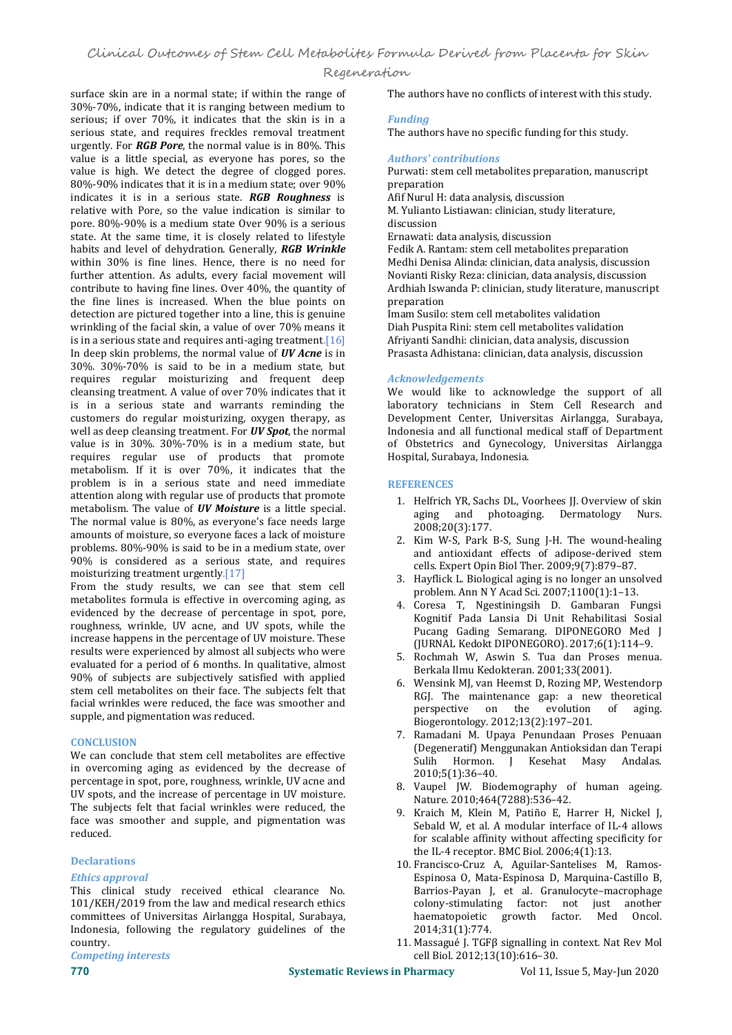surface skin are in a normal state; if within the range of 30%-70%, indicate that it is ranging between medium to serious; if over 70%, it indicates that the skin is in a serious state, and requires freckles removal treatment urgently. For ***RGB Pore***, the normal value is in 80%. This value is a little special, as everyone has pores, so the value is high. We detect the degree of clogged pores. 80%-90% indicates that it is in a medium state; over 90% indicates it is in a serious state. ***RGB Roughness*** is relative with Pore, so the value indication is similar to pore. 80%-90% is a medium state Over 90% is a serious state. At the same time, it is closely related to lifestyle habits and level of dehydration. Generally, ***RGB Wrinkle*** within 30% is fine lines. Hence, there is no need for further attention. As adults, every facial movement will contribute to having fine lines. Over 40%, the quantity of the fine lines is increased. When the blue points on detection are pictured together into a line, this is genuine wrinkling of the facial skin, a value of over 70% means it is in a serious state and requires anti-aging treatment.[16] In deep skin problems, the normal value of ***UV Acne*** is in 30%. 30%-70% is said to be in a medium state, but requires regular moisturizing and frequent deep cleansing treatment. A value of over 70% indicates that it is in a serious state and warrants reminding the customers do regular moisturizing, oxygen therapy, as well as deep cleansing treatment. For ***UV Spot***, the normal value is in 30%. 30%-70% is in a medium state, but requires regular use of products that promote metabolism. If it is over 70%, it indicates that the problem is in a serious state and need immediate attention along with regular use of products that promote metabolism. The value of ***UV Moisture*** is a little special. The normal value is 80%, as everyone's face needs large amounts of moisture, so everyone faces a lack of moisture problems. 80%-90% is said to be in a medium state, over 90% is considered as a serious state, and requires moisturizing treatment urgently.[17]

From the study results, we can see that stem cell metabolites formula is effective in overcoming aging, as evidenced by the decrease of percentage in spot, pore, roughness, wrinkle, UV acne, and UV spots, while the increase happens in the percentage of UV moisture. These results were experienced by almost all subjects who were evaluated for a period of 6 months. In qualitative, almost 90% of subjects are subjectively satisfied with applied stem cell metabolites on their face. The subjects felt that facial wrinkles were reduced, the face was smoother and supple, and pigmentation was reduced.

## CONCLUSION

We can conclude that stem cell metabolites are effective in overcoming aging as evidenced by the decrease of percentage in spot, pore, roughness, wrinkle, UV acne and UV spots, and the increase of percentage in UV moisture. The subjects felt that facial wrinkles were reduced, the face was smoother and supple, and pigmentation was reduced.

## Declarations

### *Ethics approval*

This clinical study received ethical clearance No. 101/KEH/2019 from the law and medical research ethics committees of Universitas Airlangga Hospital, Surabaya, Indonesia, following the regulatory guidelines of the country.

### *Competing interests*

The authors have no conflicts of interest with this study.

### *Funding*

The authors have no specific funding for this study.

### *Authors' contributions*

Purwati: stem cell metabolites preparation, manuscript preparation
Afif Nurul H: data analysis, discussion
M. Yulianto Listiawan: clinician, study literature, discussion
Ernawati: data analysis, discussion
Fedik A. Rantam: stem cell metabolites preparation
Medhi Denisa Alinda: clinician, data analysis, discussion
Novianti Risky Reza: clinician, data analysis, discussion
Ardhiah Iswanda P: clinician, study literature, manuscript preparation
Imam Susilo: stem cell metabolites validation
Diah Puspita Rini: stem cell metabolites validation
Afriyanti Sandhi: clinician, data analysis, discussion
Prasasta Adhistana: clinician, data analysis, discussion

### *Acknowledgements*

We would like to acknowledge the support of all laboratory technicians in Stem Cell Research and Development Center, Universitas Airlangga, Surabaya, Indonesia and all functional medical staff of Department of Obstetrics and Gynecology, Universitas Airlangga Hospital, Surabaya, Indonesia.

## REFERENCES

1. Helfrich YR, Sachs DL, Voorhees JJ. Overview of skin aging and photoaging. Dermatology Nurs. 2008;20(3):177.
2. Kim W-S, Park B-S, Sung J-H. The wound-healing and antioxidant effects of adipose-derived stem cells. Expert Opin Biol Ther. 2009;9(7):879–87.
3. Hayflick L. Biological aging is no longer an unsolved problem. Ann N Y Acad Sci. 2007;1100(1):1–13.
4. Coresa T, Ngestiningsih D. Gambaran Fungsi Kognitif Pada Lansia Di Unit Rehabilitasi Sosial Pucang Gading Semarang. DIPONEGORO Med J (JURNAL Kedokt DIPONEGORO). 2017;6(1):114–9.
5. Rochmah W, Aswin S. Tua dan Proses menua. Berkala Ilmu Kedokteran. 2001;33(2001).
6. Wensink MJ, van Heemst D, Rozing MP, Westendorp RGJ. The maintenance gap: a new theoretical perspective on the evolution of aging. Biogerontology. 2012;13(2):197–201.
7. Ramadani M. Upaya Penundaan Proses Penuaan (Degeneratif) Menggunakan Antioksidan dan Terapi Sulih Hormon. J Kesehat Masy Andalas. 2010;5(1):36–40.
8. Vaupel JW. Biodemography of human ageing. Nature. 2010;464(7288):536–42.
9. Kraich M, Klein M, Patiño E, Harrer H, Nickel J, Sebald W, et al. A modular interface of IL-4 allows for scalable affinity without affecting specificity for the IL-4 receptor. BMC Biol. 2006;4(1):13.
10. Francisco-Cruz A, Aguilar-Santelises M, Ramos-Espinosa O, Mata-Espinosa D, Marquina-Castillo B, Barrios-Payan J, et al. Granulocyte–macrophage colony-stimulating factor: not just another haematopoietic growth factor. Med Oncol. 2014;31(1):774.
11. Massagué J. TGFβ signalling in context. Nat Rev Mol Cell Biol. 2012;13(10):616–30.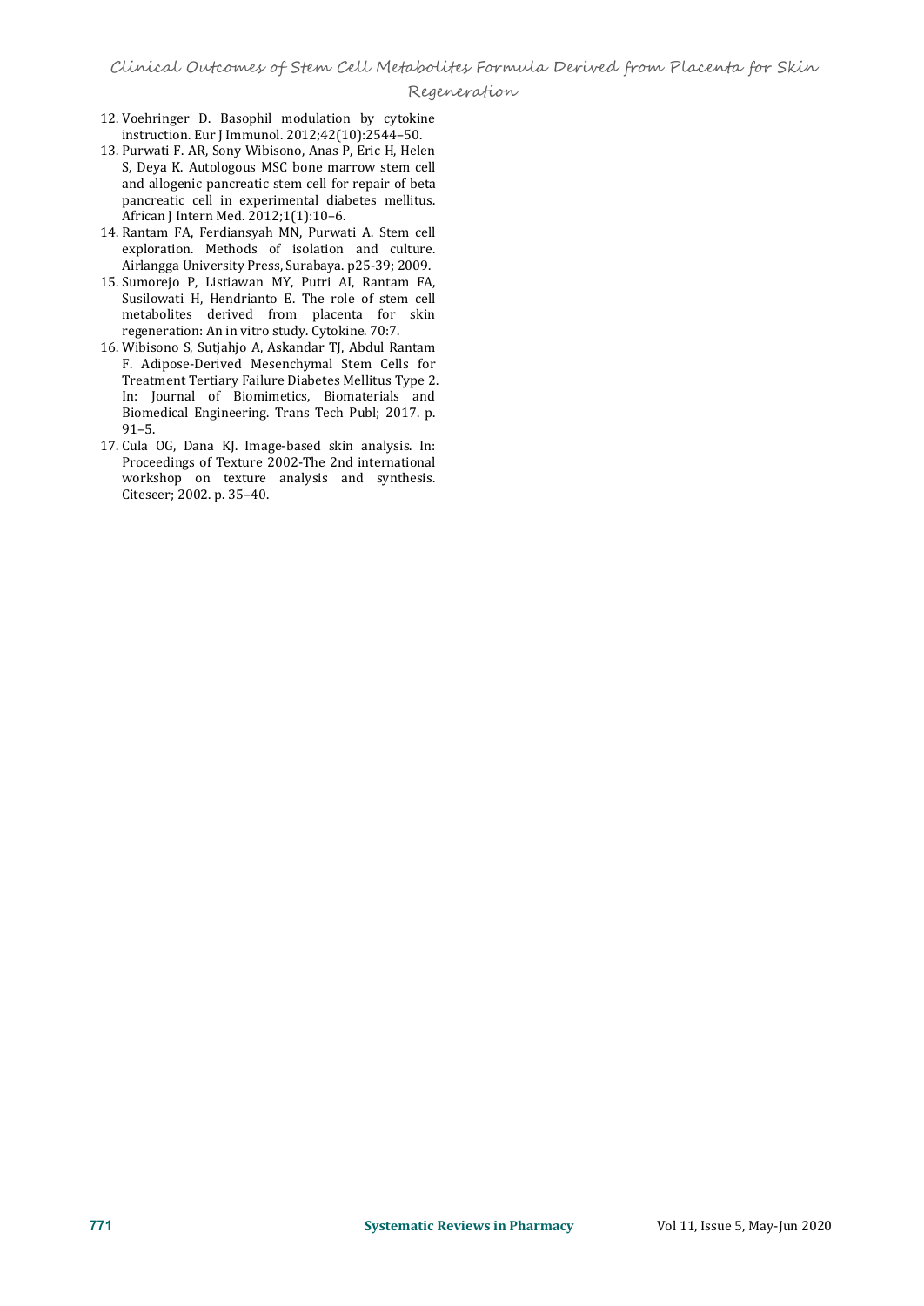12. Voehringer D. Basophil modulation by cytokine instruction. Eur J Immunol. 2012;42(10):2544–50.
13. Purwati F. AR, Sony Wibisono, Anas P, Eric H, Helen S, Deya K. Autologous MSC bone marrow stem cell and allogenic pancreatic stem cell for repair of beta pancreatic cell in experimental diabetes mellitus. African J Intern Med. 2012;1(1):10–6.
14. Rantam FA, Ferdiansyah MN, Purwati A. Stem cell exploration. Methods of isolation and culture. Airlangga University Press, Surabaya. p25-39; 2009.
15. Sumorejo P, Listiawan MY, Putri AI, Rantam FA, Susilowati H, Hendrianto E. The role of stem cell metabolites derived from placenta for skin regeneration: An in vitro study. Cytokine. 70:7.
16. Wibisono S, Sutjahjo A, Askandar TJ, Abdul Rantam F. Adipose-Derived Mesenchymal Stem Cells for Treatment Tertiary Failure Diabetes Mellitus Type 2. In: Journal of Biomimetics, Biomaterials and Biomedical Engineering. Trans Tech Publ; 2017. p. 91–5.
17. Cula OG, Dana KJ. Image-based skin analysis. In: Proceedings of Texture 2002-The 2nd international workshop on texture analysis and synthesis. Citeseer; 2002. p. 35–40.